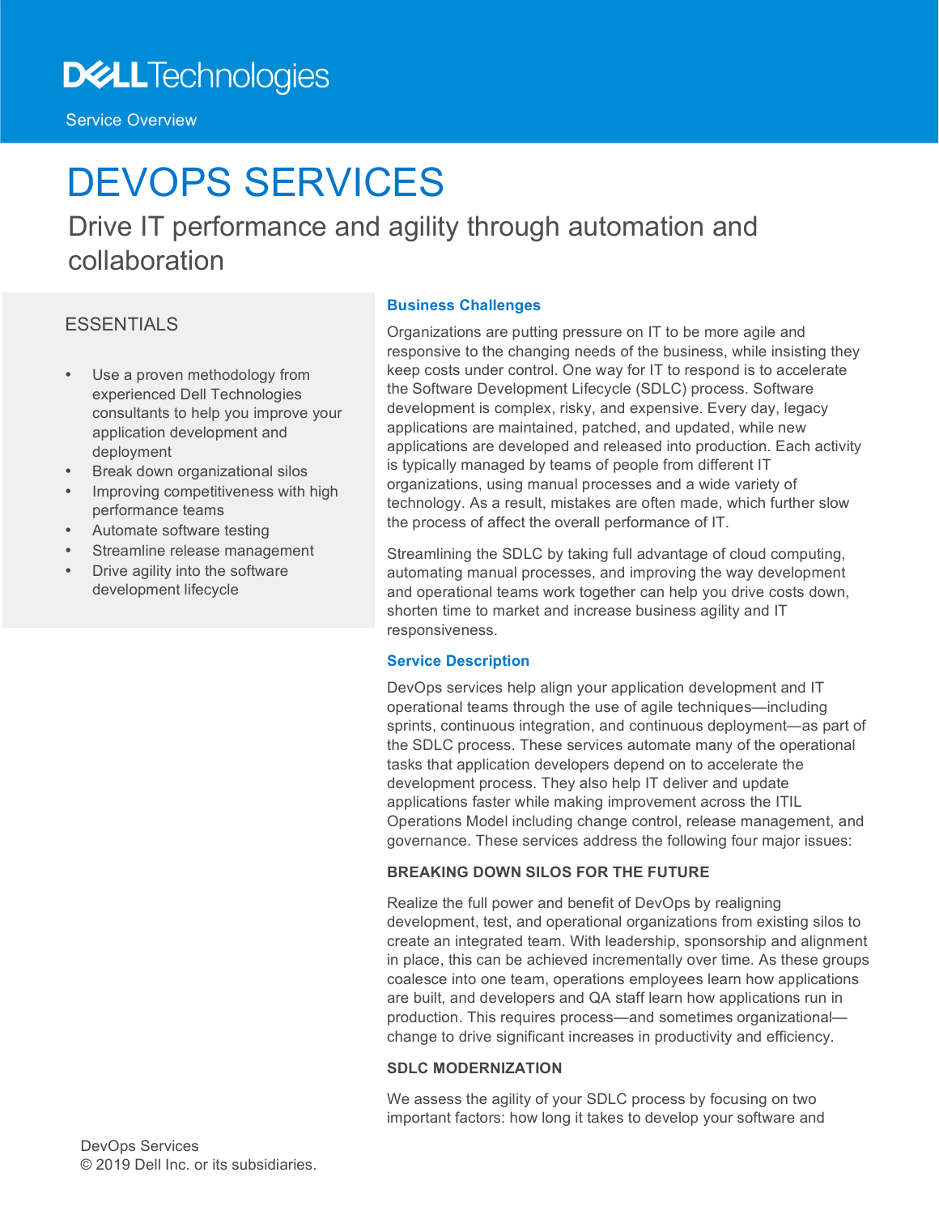Dell Technologies

Service Overview

# DEVOPS SERVICES

## Drive IT performance and agility through automation and collaboration

### ESSENTIALS

- Use a proven methodology from experienced Dell Technologies consultants to help you improve your application development and deployment
- Break down organizational silos
- Improving competitiveness with high performance teams
- Automate software testing
- Streamline release management
- Drive agility into the software development lifecycle

### Business Challenges

Organizations are putting pressure on IT to be more agile and responsive to the changing needs of the business, while insisting they keep costs under control. One way for IT to respond is to accelerate the Software Development Lifecycle (SDLC) process. Software development is complex, risky, and expensive. Every day, legacy applications are maintained, patched, and updated, while new applications are developed and released into production. Each activity is typically managed by teams of people from different IT organizations, using manual processes and a wide variety of technology. As a result, mistakes are often made, which further slow the process of affect the overall performance of IT.

Streamlining the SDLC by taking full advantage of cloud computing, automating manual processes, and improving the way development and operational teams work together can help you drive costs down, shorten time to market and increase business agility and IT responsiveness.

### Service Description

DevOps services help align your application development and IT operational teams through the use of agile techniques—including sprints, continuous integration, and continuous deployment—as part of the SDLC process. These services automate many of the operational tasks that application developers depend on to accelerate the development process. They also help IT deliver and update applications faster while making improvement across the ITIL Operations Model including change control, release management, and governance. These services address the following four major issues:

#### BREAKING DOWN SILOS FOR THE FUTURE

Realize the full power and benefit of DevOps by realigning development, test, and operational organizations from existing silos to create an integrated team. With leadership, sponsorship and alignment in place, this can be achieved incrementally over time. As these groups coalesce into one team, operations employees learn how applications are built, and developers and QA staff learn how applications run in production. This requires process—and sometimes organizational—change to drive significant increases in productivity and efficiency.

#### SDLC MODERNIZATION

We assess the agility of your SDLC process by focusing on two important factors: how long it takes to develop your software and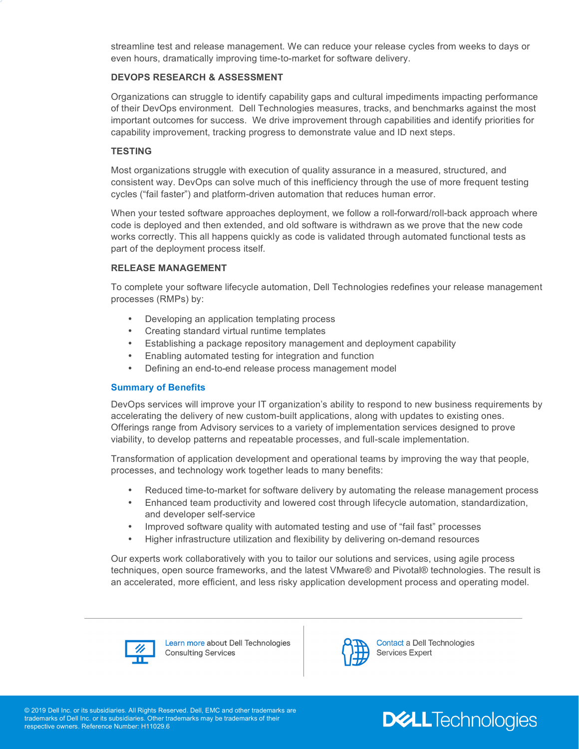streamline test and release management. We can reduce your release cycles from weeks to days or even hours, dramatically improving time-to-market for software delivery.

**DEVOPS RESEARCH & ASSESSMENT**

Organizations can struggle to identify capability gaps and cultural impediments impacting performance of their DevOps environment. Dell Technologies measures, tracks, and benchmarks against the most important outcomes for success. We drive improvement through capabilities and identify priorities for capability improvement, tracking progress to demonstrate value and ID next steps.

**TESTING**

Most organizations struggle with execution of quality assurance in a measured, structured, and consistent way. DevOps can solve much of this inefficiency through the use of more frequent testing cycles ("fail faster") and platform-driven automation that reduces human error.

When your tested software approaches deployment, we follow a roll-forward/roll-back approach where code is deployed and then extended, and old software is withdrawn as we prove that the new code works correctly. This all happens quickly as code is validated through automated functional tests as part of the deployment process itself.

**RELEASE MANAGEMENT**

To complete your software lifecycle automation, Dell Technologies redefines your release management processes (RMPs) by:

- Developing an application templating process
- Creating standard virtual runtime templates
- Establishing a package repository management and deployment capability
- Enabling automated testing for integration and function
- Defining an end-to-end release process management model

## Summary of Benefits

DevOps services will improve your IT organization's ability to respond to new business requirements by accelerating the delivery of new custom-built applications, along with updates to existing ones. Offerings range from Advisory services to a variety of implementation services designed to prove viability, to develop patterns and repeatable processes, and full-scale implementation.

Transformation of application development and operational teams by improving the way that people, processes, and technology work together leads to many benefits:

- Reduced time-to-market for software delivery by automating the release management process
- Enhanced team productivity and lowered cost through lifecycle automation, standardization, and developer self-service
- Improved software quality with automated testing and use of "fail fast" processes
- Higher infrastructure utilization and flexibility by delivering on-demand resources

Our experts work collaboratively with you to tailor our solutions and services, using agile process techniques, open source frameworks, and the latest VMware® and Pivotal® technologies. The result is an accelerated, more efficient, and less risky application development process and operating model.

Learn more about Dell Technologies Consulting Services

Contact a Dell Technologies Services Expert

© 2019 Dell Inc. or its subsidiaries. All Rights Reserved. Dell, EMC and other trademarks are trademarks of Dell Inc. or its subsidiaries. Other trademarks may be trademarks of their respective owners. Reference Number: H11029.6

DELL Technologies